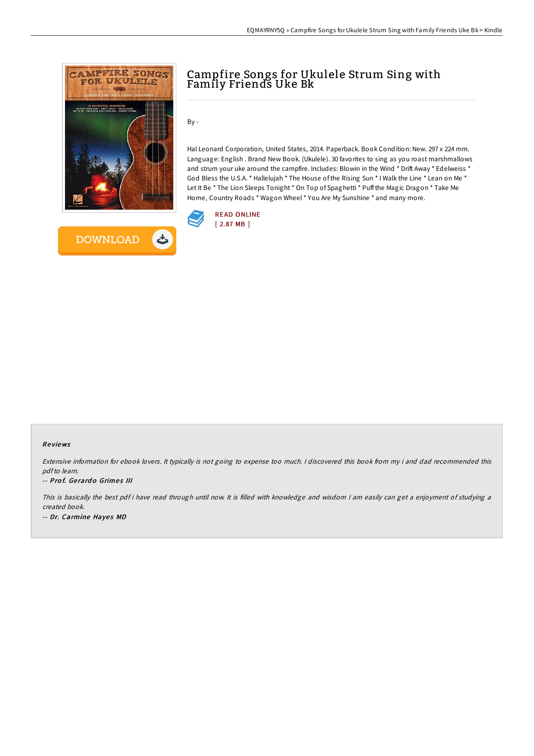# Campfire Songs for Ukulele Strum Sing with Family Friends Uke Bk

By -

Hal Leonard Corporation, United States, 2014. Paperback. Book Condition: New. 297 x 224 mm. Language: English . Brand New Book. (Ukulele). 30 favorites to sing as you roast marshmallows and strum your uke around the campfire. Includes: Blowin in the Wind * Drift Away * Edelweiss * God Bless the U.S.A. * Hallelujah * The House of the Rising Sun * I Walk the Line * Lean on Me * Let It Be * The Lion Sleeps Tonight * On Top of Spaghetti * Puff the Magic Dragon * Take Me Home, Country Roads * Wagon Wheel * You Are My Sunshine * and many more.

READ ONLINE
[ 2.87 MB ]

DOWNLOAD

### Reviews

*Extensive information for ebook lovers. It typically is not going to expense too much. I discovered this book from my i and dad recommended this pdf to learn.*

*-- **Prof. Gerardo Grimes III***

*This is basically the best pdf i have read through until now. It is filled with knowledge and wisdom I am easily can get a enjoyment of studying a created book.*

*-- **Dr. Carmine Hayes MD***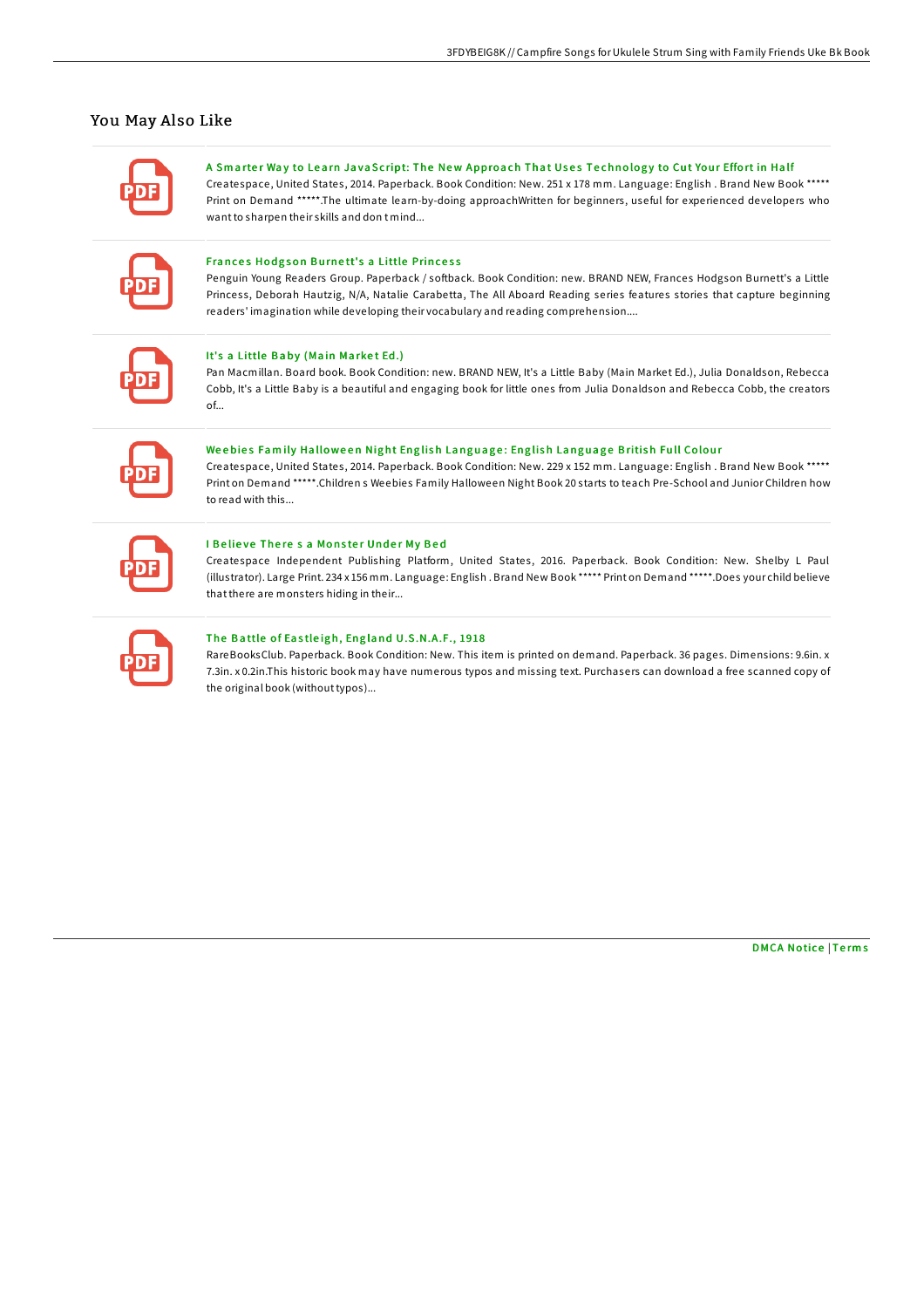## You May Also Like

### A Smarter Way to Learn JavaScript: The New Approach That Uses Technology to Cut Your Effort in Half

Createspace, United States, 2014. Paperback. Book Condition: New. 251 x 178 mm. Language: English . Brand New Book ***** Print on Demand *****.The ultimate learn-by-doing approachWritten for beginners, useful for experienced developers who want to sharpen their skills and don t mind...

### Frances Hodgson Burnett's a Little Princess

Penguin Young Readers Group. Paperback / softback. Book Condition: new. BRAND NEW, Frances Hodgson Burnett's a Little Princess, Deborah Hautzig, N/A, Natalie Carabetta, The All Aboard Reading series features stories that capture beginning readers' imagination while developing their vocabulary and reading comprehension....

### It's a Little Baby (Main Market Ed.)

Pan Macmillan. Board book. Book Condition: new. BRAND NEW, It's a Little Baby (Main Market Ed.), Julia Donaldson, Rebecca Cobb, It's a Little Baby is a beautiful and engaging book for little ones from Julia Donaldson and Rebecca Cobb, the creators of...

### Weebies Family Halloween Night English Language: English Language British Full Colour

Createspace, United States, 2014. Paperback. Book Condition: New. 229 x 152 mm. Language: English . Brand New Book ***** Print on Demand *****.Children s Weebies Family Halloween Night Book 20 starts to teach Pre-School and Junior Children how to read with this...

### I Believe There s a Monster Under My Bed

Createspace Independent Publishing Platform, United States, 2016. Paperback. Book Condition: New. Shelby L Paul (illustrator). Large Print. 234 x 156 mm. Language: English . Brand New Book ***** Print on Demand *****.Does your child believe that there are monsters hiding in their...

### The Battle of Eastleigh, England U.S.N.A.F., 1918

RareBooksClub. Paperback. Book Condition: New. This item is printed on demand. Paperback. 36 pages. Dimensions: 9.6in. x 7.3in. x 0.2in.This historic book may have numerous typos and missing text. Purchasers can download a free scanned copy of the original book (without typos)...

DMCA Notice | Terms